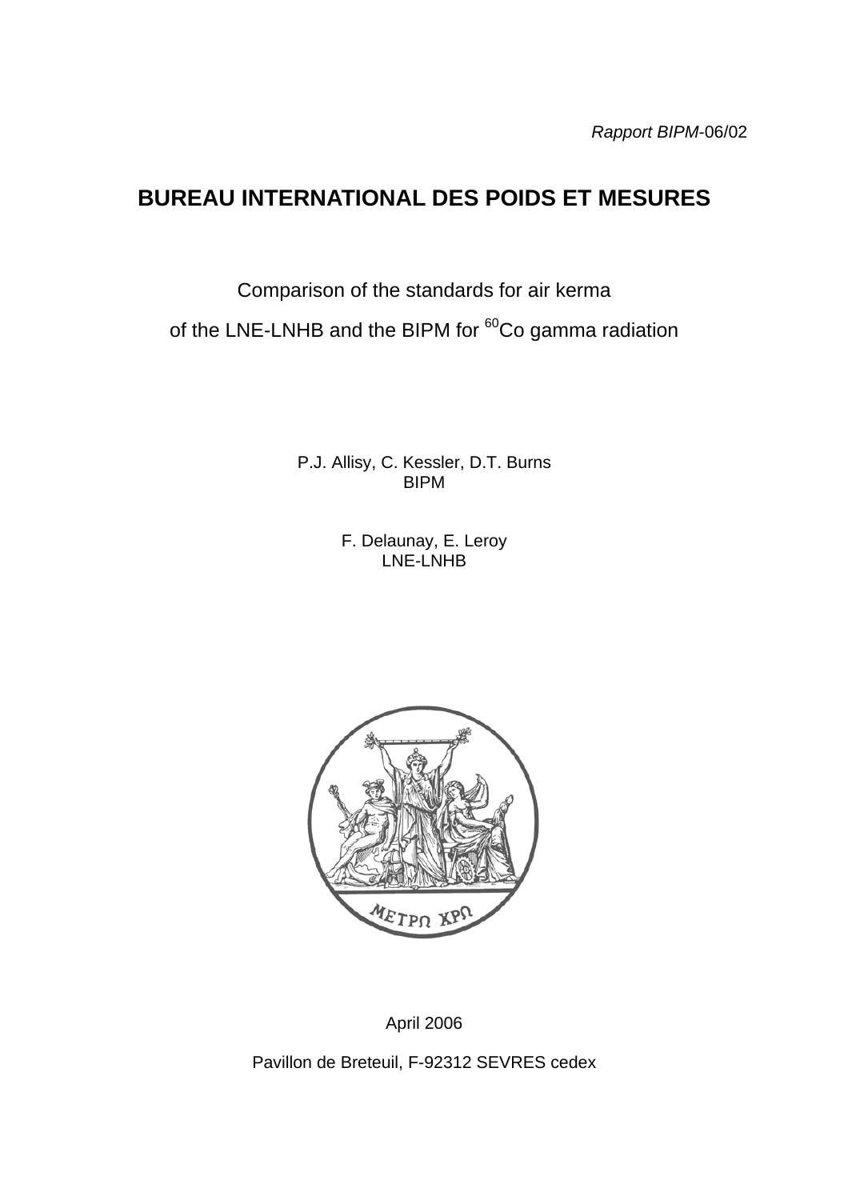*Rapport BIPM*-06/02

# BUREAU INTERNATIONAL DES POIDS ET MESURES

Comparison of the standards for air kerma

of the LNE-LNHB and the BIPM for $^{60}$Co gamma radiation

P.J. Allisy, C. Kessler, D.T. Burns
BIPM

F. Delaunay, E. Leroy
LNE-LNHB

April 2006

Pavillon de Breteuil, F-92312 SEVRES cedex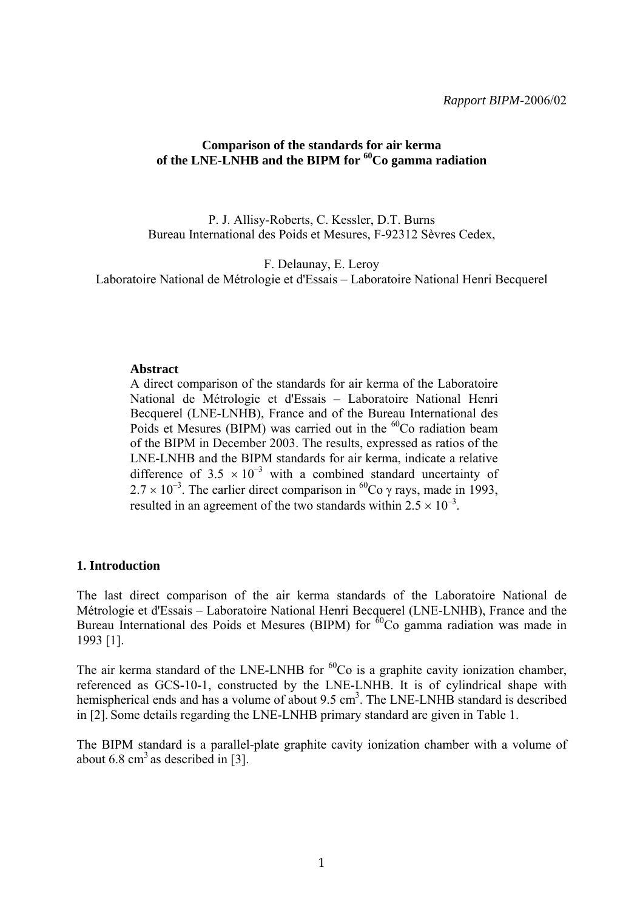*Rapport BIPM*-2006/02

**Comparison of the standards for air kerma of the LNE-LNHB and the BIPM for $^{60}$Co gamma radiation**

P. J. Allisy-Roberts, C. Kessler, D.T. Burns
Bureau International des Poids et Mesures, F-92312 Sèvres Cedex,

F. Delaunay, E. Leroy
Laboratoire National de Métrologie et d'Essais – Laboratoire National Henri Becquerel

**Abstract**

A direct comparison of the standards for air kerma of the Laboratoire National de Métrologie et d'Essais – Laboratoire National Henri Becquerel (LNE-LNHB), France and of the Bureau International des Poids et Mesures (BIPM) was carried out in the $^{60}$Co radiation beam of the BIPM in December 2003. The results, expressed as ratios of the LNE-LNHB and the BIPM standards for air kerma, indicate a relative difference of $3.5 \times 10^{-3}$ with a combined standard uncertainty of $2.7 \times 10^{-3}$. The earlier direct comparison in $^{60}$Co $\gamma$ rays, made in 1993, resulted in an agreement of the two standards within $2.5 \times 10^{-3}$.

## 1. Introduction

The last direct comparison of the air kerma standards of the Laboratoire National de Métrologie et d'Essais – Laboratoire National Henri Becquerel (LNE-LNHB), France and the Bureau International des Poids et Mesures (BIPM) for $^{60}$Co gamma radiation was made in 1993 [1].

The air kerma standard of the LNE-LNHB for $^{60}$Co is a graphite cavity ionization chamber, referenced as GCS-10-1, constructed by the LNE-LNHB. It is of cylindrical shape with hemispherical ends and has a volume of about 9.5 cm$^3$. The LNE-LNHB standard is described in [2]. Some details regarding the LNE-LNHB primary standard are given in Table 1.

The BIPM standard is a parallel-plate graphite cavity ionization chamber with a volume of about 6.8 cm$^3$ as described in [3].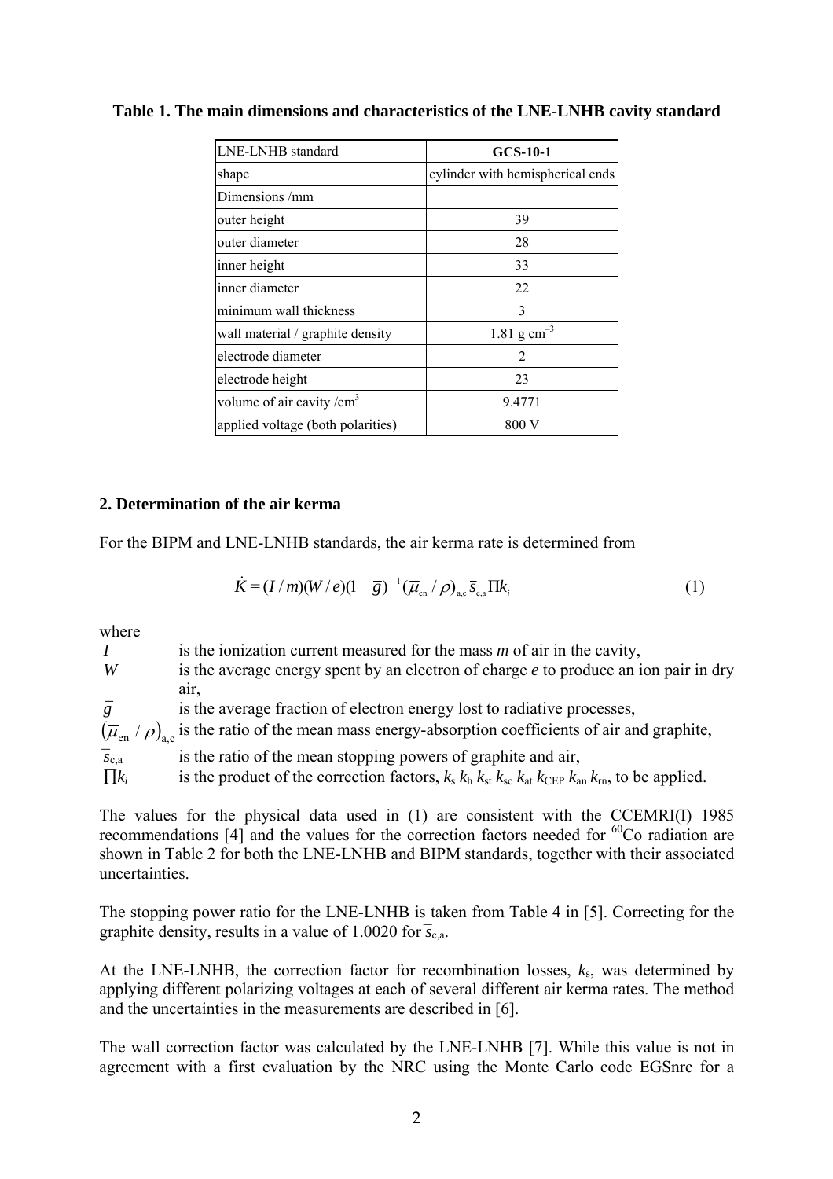**Table 1. The main dimensions and characteristics of the LNE-LNHB cavity standard**

| LNE-LNHB standard | **GCS-10-1** |
|---|---|
| shape | cylinder with hemispherical ends |
| Dimensions /mm | |
| outer height | 39 |
| outer diameter | 28 |
| inner height | 33 |
| inner diameter | 22 |
| minimum wall thickness | 3 |
| wall material / graphite density | 1.81 g cm$^{-3}$ |
| electrode diameter | 2 |
| electrode height | 23 |
| volume of air cavity /cm$^3$ | 9.4771 |
| applied voltage (both polarities) | 800 V |

## 2. Determination of the air kerma

For the BIPM and LNE-LNHB standards, the air kerma rate is determined from

$$\dot{K} = (I/m)(W/e)(1 - \bar{g})^{-1}(\bar{\mu}_{\text{en}}/\rho)_{\text{a,c}}\,\bar{s}_{\text{c,a}}\,\Pi k_i \tag{1}$$

where

- $I$ is the ionization current measured for the mass $m$ of air in the cavity,
- $W$ is the average energy spent by an electron of charge $e$ to produce an ion pair in dry air,
- $\bar{g}$ is the average fraction of electron energy lost to radiative processes,
- $(\bar{\mu}_{\text{en}}/\rho)_{\text{a,c}}$ is the ratio of the mean mass energy-absorption coefficients of air and graphite,
- $\bar{s}_{\text{c,a}}$ is the ratio of the mean stopping powers of graphite and air,
- $\prod k_i$ is the product of the correction factors, $k_{\text{s}}\, k_{\text{h}}\, k_{\text{st}}\, k_{\text{sc}}\, k_{\text{at}}\, k_{\text{CEP}}\, k_{\text{an}}\, k_{\text{rn}}$, to be applied.

The values for the physical data used in (1) are consistent with the CCEMRI(I) 1985 recommendations [4] and the values for the correction factors needed for $^{60}$Co radiation are shown in Table 2 for both the LNE-LNHB and BIPM standards, together with their associated uncertainties.

The stopping power ratio for the LNE-LNHB is taken from Table 4 in [5]. Correcting for the graphite density, results in a value of 1.0020 for $\bar{s}_{\text{c,a}}$.

At the LNE-LNHB, the correction factor for recombination losses, $k_{\text{s}}$, was determined by applying different polarizing voltages at each of several different air kerma rates. The method and the uncertainties in the measurements are described in [6].

The wall correction factor was calculated by the LNE-LNHB [7]. While this value is not in agreement with a first evaluation by the NRC using the Monte Carlo code EGSnrc for a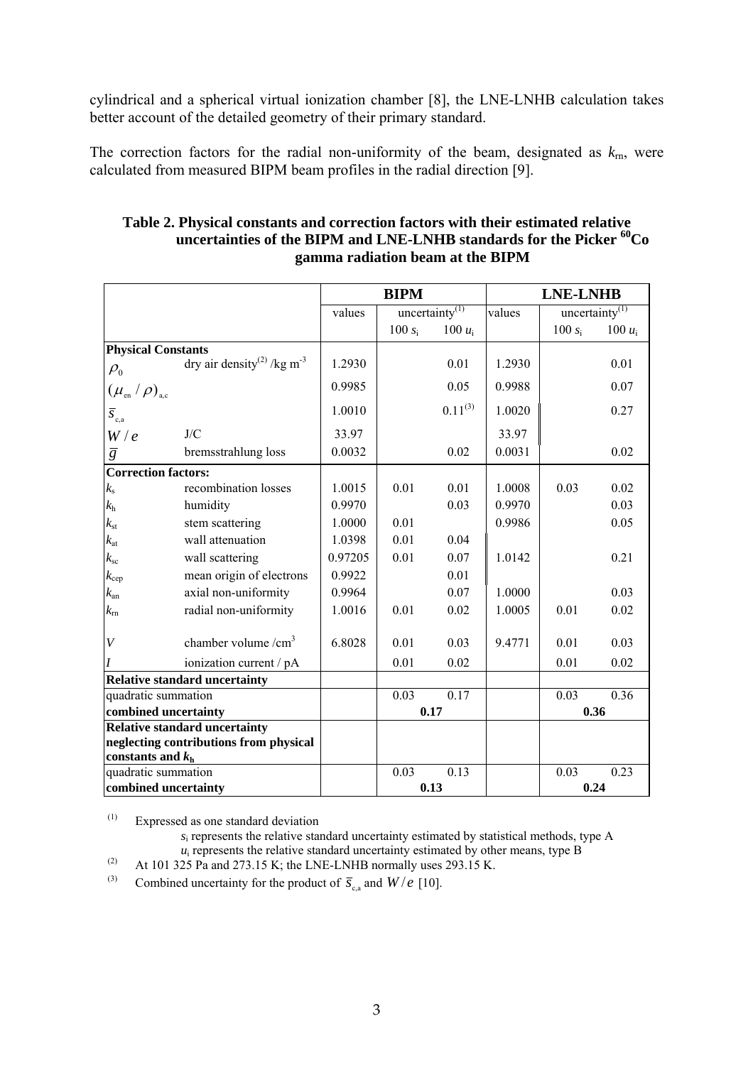cylindrical and a spherical virtual ionization chamber [8], the LNE-LNHB calculation takes better account of the detailed geometry of their primary standard.

The correction factors for the radial non-uniformity of the beam, designated as $k_{rn}$, were calculated from measured BIPM beam profiles in the radial direction [9].

**Table 2. Physical constants and correction factors with their estimated relative uncertainties of the BIPM and LNE-LNHB standards for the Picker $^{60}$Co gamma radiation beam at the BIPM**

| | | BIPM | | | LNE-LNHB | | |
|---|---|---|---|---|---|---|---|
| | | values | uncertainty[1] | | values | uncertainty[1] | |
| | | | $100\, s_i$ | $100\, u_i$ | | $100\, s_i$ | $100\, u_i$ |
| **Physical Constants** | | | | | | | |
| $\rho_0$ | dry air density[2] /kg m$^{-3}$ | 1.2930 | | 0.01 | 1.2930 | | 0.01 |
| $(\mu_{en}/\rho)_{a,c}$ | | 0.9985 | | 0.05 | 0.9988 | | 0.07 |
| $\overline{s}_{c,a}$ | | 1.0010 | | 0.11[3] | 1.0020 | | 0.27 |
| $W/e$ | J/C | 33.97 | | | 33.97 | | |
| $\overline{g}$ | bremsstrahlung loss | 0.0032 | | 0.02 | 0.0031 | | 0.02 |
| **Correction factors:** | | | | | | | |
| $k_s$ | recombination losses | 1.0015 | 0.01 | 0.01 | 1.0008 | 0.03 | 0.02 |
| $k_h$ | humidity | 0.9970 | | 0.03 | 0.9970 | | 0.03 |
| $k_{st}$ | stem scattering | 1.0000 | 0.01 | | 0.9986 | | 0.05 |
| $k_{at}$ | wall attenuation | 1.0398 | 0.01 | 0.04 | | | |
| $k_{sc}$ | wall scattering | 0.97205 | 0.01 | 0.07 | 1.0142 | | 0.21 |
| $k_{cep}$ | mean origin of electrons | 0.9922 | | 0.01 | | | |
| $k_{an}$ | axial non-uniformity | 0.9964 | | 0.07 | 1.0000 | | 0.03 |
| $k_{rn}$ | radial non-uniformity | 1.0016 | 0.01 | 0.02 | 1.0005 | 0.01 | 0.02 |
| $V$ | chamber volume /cm$^3$ | 6.8028 | 0.01 | 0.03 | 9.4771 | 0.01 | 0.03 |
| $I$ | ionization current / pA | | 0.01 | 0.02 | | 0.01 | 0.02 |
| **Relative standard uncertainty** | | | | | | | |
| quadratic summation | | | 0.03 | 0.17 | | 0.03 | 0.36 |
| **combined uncertainty** | | | **0.17** | | | **0.36** | |
| **Relative standard uncertainty neglecting contributions from physical constants and $k_h$** | | | | | | | |
| quadratic summation | | | 0.03 | 0.13 | | 0.03 | 0.23 |
| **combined uncertainty** | | | **0.13** | | | **0.24** | |

(1) Expressed as one standard deviation
$s_i$ represents the relative standard uncertainty estimated by statistical methods, type A
$u_i$ represents the relative standard uncertainty estimated by other means, type B

(2) At 101 325 Pa and 273.15 K; the LNE-LNHB normally uses 293.15 K.

(3) Combined uncertainty for the product of $\overline{s}_{c,a}$ and $W/e$ [10].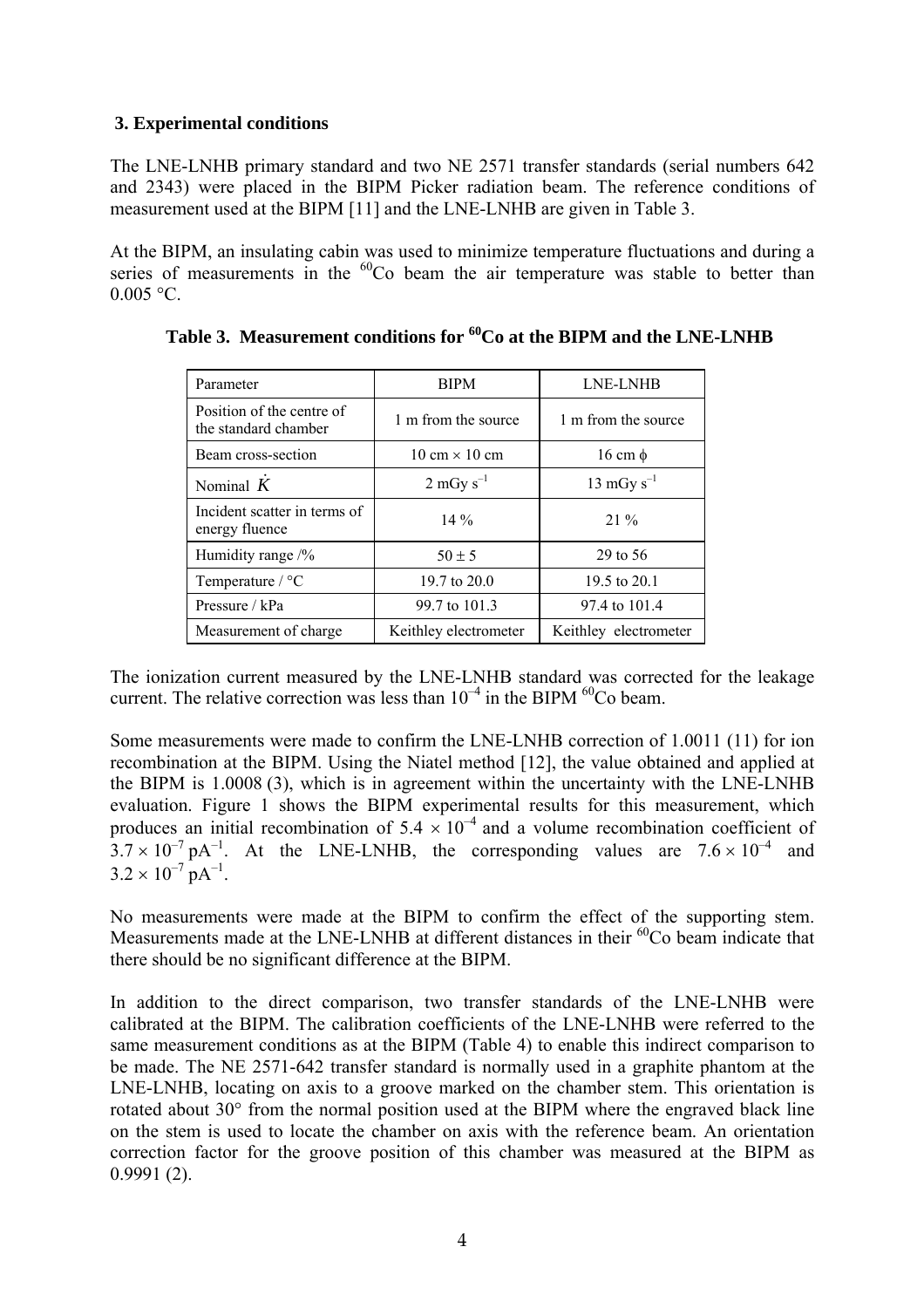## 3. Experimental conditions

The LNE-LNHB primary standard and two NE 2571 transfer standards (serial numbers 642 and 2343) were placed in the BIPM Picker radiation beam. The reference conditions of measurement used at the BIPM [11] and the LNE-LNHB are given in Table 3.

At the BIPM, an insulating cabin was used to minimize temperature fluctuations and during a series of measurements in the $^{60}$Co beam the air temperature was stable to better than 0.005 °C.

**Table 3. Measurement conditions for $^{60}$Co at the BIPM and the LNE-LNHB**

| Parameter | BIPM | LNE-LNHB |
|---|---|---|
| Position of the centre of the standard chamber | 1 m from the source | 1 m from the source |
| Beam cross-section | 10 cm × 10 cm | 16 cm ϕ |
| Nominal $\dot{K}$ | 2 mGy s$^{-1}$ | 13 mGy s$^{-1}$ |
| Incident scatter in terms of energy fluence | 14 % | 21 % |
| Humidity range /% | 50 ± 5 | 29 to 56 |
| Temperature / °C | 19.7 to 20.0 | 19.5 to 20.1 |
| Pressure / kPa | 99.7 to 101.3 | 97.4 to 101.4 |
| Measurement of charge | Keithley electrometer | Keithley electrometer |

The ionization current measured by the LNE-LNHB standard was corrected for the leakage current. The relative correction was less than $10^{-4}$ in the BIPM $^{60}$Co beam.

Some measurements were made to confirm the LNE-LNHB correction of 1.0011 (11) for ion recombination at the BIPM. Using the Niatel method [12], the value obtained and applied at the BIPM is 1.0008 (3), which is in agreement within the uncertainty with the LNE-LNHB evaluation. Figure 1 shows the BIPM experimental results for this measurement, which produces an initial recombination of $5.4 \times 10^{-4}$ and a volume recombination coefficient of $3.7 \times 10^{-7}$ pA$^{-1}$. At the LNE-LNHB, the corresponding values are $7.6 \times 10^{-4}$ and $3.2 \times 10^{-7}$ pA$^{-1}$.

No measurements were made at the BIPM to confirm the effect of the supporting stem. Measurements made at the LNE-LNHB at different distances in their $^{60}$Co beam indicate that there should be no significant difference at the BIPM.

In addition to the direct comparison, two transfer standards of the LNE-LNHB were calibrated at the BIPM. The calibration coefficients of the LNE-LNHB were referred to the same measurement conditions as at the BIPM (Table 4) to enable this indirect comparison to be made. The NE 2571-642 transfer standard is normally used in a graphite phantom at the LNE-LNHB, locating on axis to a groove marked on the chamber stem. This orientation is rotated about 30° from the normal position used at the BIPM where the engraved black line on the stem is used to locate the chamber on axis with the reference beam. An orientation correction factor for the groove position of this chamber was measured at the BIPM as 0.9991 (2).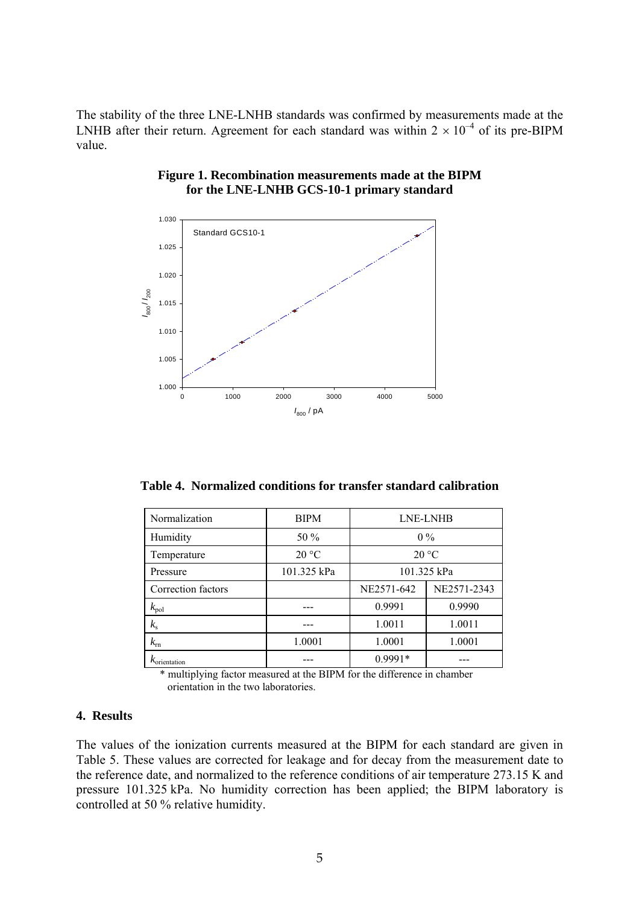The stability of the three LNE-LNHB standards was confirmed by measurements made at the LNHB after their return. Agreement for each standard was within $2 \times 10^{-4}$ of its pre-BIPM value.

**Figure 1. Recombination measurements made at the BIPM for the LNE-LNHB GCS-10-1 primary standard**

**Table 4. Normalized conditions for transfer standard calibration**

| Normalization | BIPM | LNE-LNHB | |
|---|---|---|---|
| Humidity | 50 % | 0 % | |
| Temperature | 20 °C | 20 °C | |
| Pressure | 101.325 kPa | 101.325 kPa | |
| Correction factors | | NE2571-642 | NE2571-2343 |
| $k_{pol}$ | --- | 0.9991 | 0.9990 |
| $k_s$ | --- | 1.0011 | 1.0011 |
| $k_{rn}$ | 1.0001 | 1.0001 | 1.0001 |
| $k_{orientation}$ | --- | 0.9991* | --- |

\* multiplying factor measured at the BIPM for the difference in chamber orientation in the two laboratories.

## 4. Results

The values of the ionization currents measured at the BIPM for each standard are given in Table 5. These values are corrected for leakage and for decay from the measurement date to the reference date, and normalized to the reference conditions of air temperature 273.15 K and pressure 101.325 kPa. No humidity correction has been applied; the BIPM laboratory is controlled at 50 % relative humidity.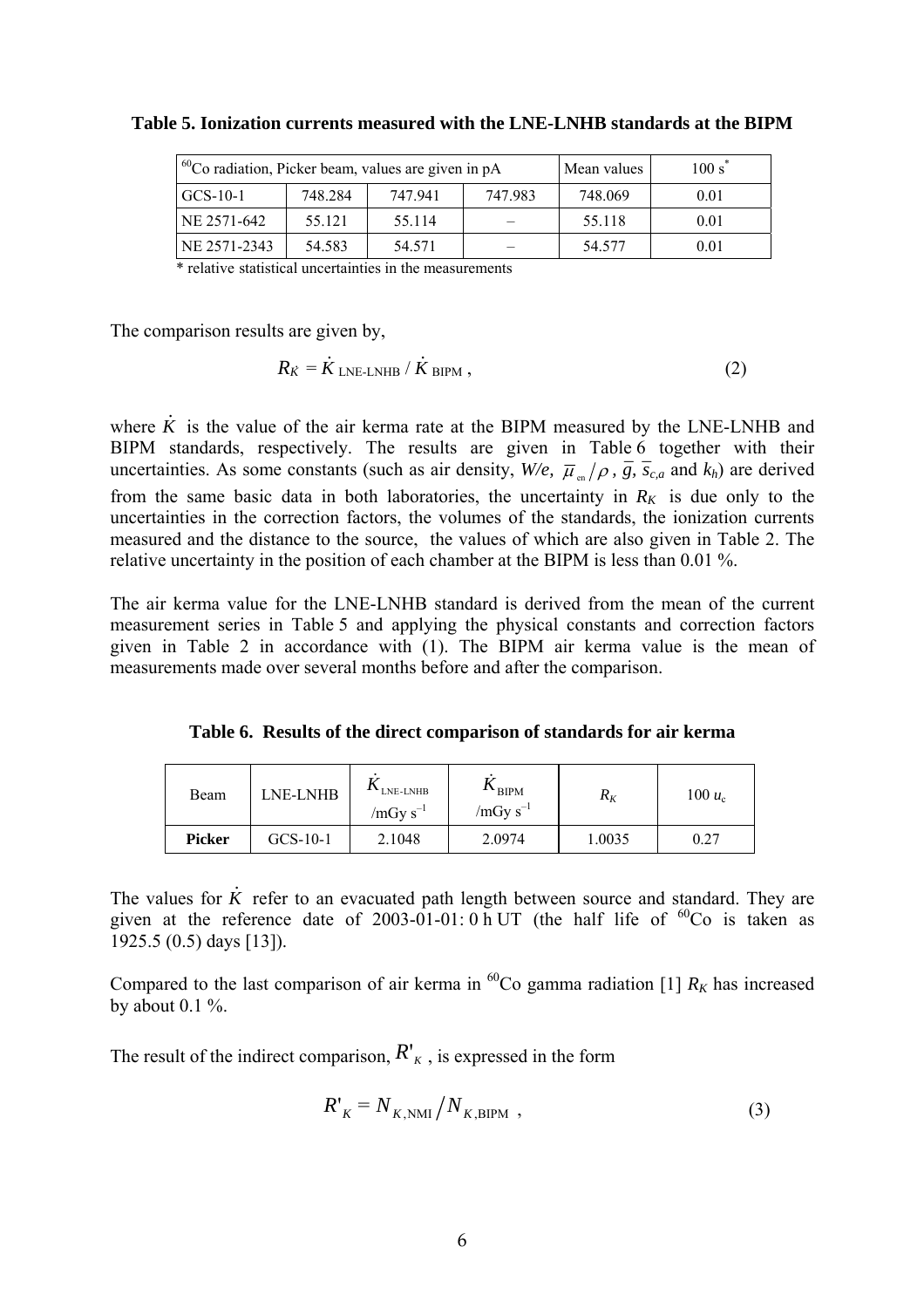**Table 5. Ionization currents measured with the LNE-LNHB standards at the BIPM**

| $^{60}$Co radiation, Picker beam, values are given in pA | | | | Mean values | 100 s* |
|---|---|---|---|---|---|
| GCS-10-1 | 748.284 | 747.941 | 747.983 | 748.069 | 0.01 |
| NE 2571-642 | 55.121 | 55.114 | – | 55.118 | 0.01 |
| NE 2571-2343 | 54.583 | 54.571 | – | 54.577 | 0.01 |

\* relative statistical uncertainties in the measurements

The comparison results are given by,

$$R_K = \dot{K}_{\text{LNE-LNHB}} / \dot{K}_{\text{BIPM}} \,, \tag{2}$$

where $\dot{K}$ is the value of the air kerma rate at the BIPM measured by the LNE-LNHB and BIPM standards, respectively. The results are given in Table 6 together with their uncertainties. As some constants (such as air density, $W/e$, $\bar{\mu}_{\text{en}}/\rho$, $\bar{g}$, $\bar{s}_{c,a}$ and $k_h$) are derived from the same basic data in both laboratories, the uncertainty in $R_K$ is due only to the uncertainties in the correction factors, the volumes of the standards, the ionization currents measured and the distance to the source, the values of which are also given in Table 2. The relative uncertainty in the position of each chamber at the BIPM is less than 0.01 %.

The air kerma value for the LNE-LNHB standard is derived from the mean of the current measurement series in Table 5 and applying the physical constants and correction factors given in Table 2 in accordance with (1). The BIPM air kerma value is the mean of measurements made over several months before and after the comparison.

**Table 6. Results of the direct comparison of standards for air kerma**

| Beam | LNE-LNHB | $\dot{K}_{\text{LNE-LNHB}}$ /mGy s$^{-1}$ | $\dot{K}_{\text{BIPM}}$ /mGy s$^{-1}$ | $R_K$ | 100 $u_c$ |
|---|---|---|---|---|---|
| **Picker** | GCS-10-1 | 2.1048 | 2.0974 | 1.0035 | 0.27 |

The values for $\dot{K}$ refer to an evacuated path length between source and standard. They are given at the reference date of 2003-01-01: 0 h UT (the half life of $^{60}$Co is taken as 1925.5 (0.5) days [13]).

Compared to the last comparison of air kerma in $^{60}$Co gamma radiation [1] $R_K$ has increased by about 0.1 %.

The result of the indirect comparison, $R'_K$, is expressed in the form

$$R'_K = N_{K,\text{NMI}} / N_{K,\text{BIPM}} \,, \tag{3}$$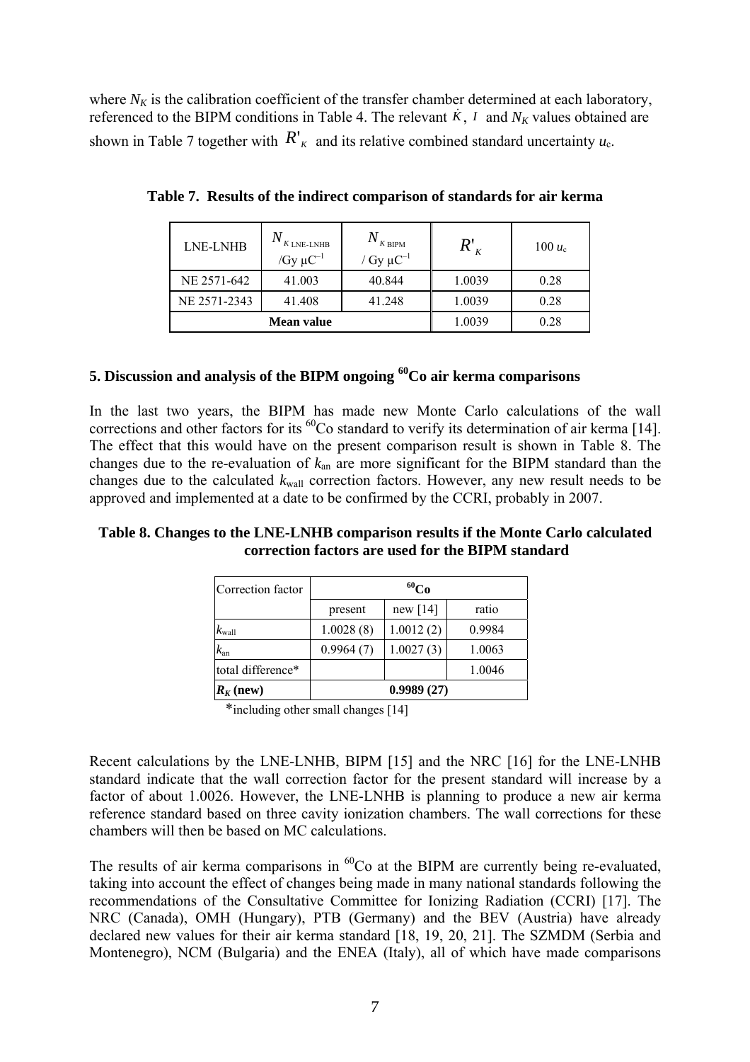where $N_K$ is the calibration coefficient of the transfer chamber determined at each laboratory, referenced to the BIPM conditions in Table 4. The relevant $\dot{K}$, $I$ and $N_K$ values obtained are shown in Table 7 together with $R'_K$ and its relative combined standard uncertainty $u_c$.

**Table 7. Results of the indirect comparison of standards for air kerma**

| LNE-LNHB | $N_{K\,\text{LNE-LNHB}}$ /Gy μC$^{-1}$ | $N_{K\,\text{BIPM}}$ / Gy μC$^{-1}$ | $R'_K$ | 100 $u_c$ |
|---|---|---|---|---|
| NE 2571-642 | 41.003 | 40.844 | 1.0039 | 0.28 |
| NE 2571-2343 | 41.408 | 41.248 | 1.0039 | 0.28 |
| **Mean value** | | | 1.0039 | 0.28 |

## 5. Discussion and analysis of the BIPM ongoing $^{60}$Co air kerma comparisons

In the last two years, the BIPM has made new Monte Carlo calculations of the wall corrections and other factors for its $^{60}$Co standard to verify its determination of air kerma [14]. The effect that this would have on the present comparison result is shown in Table 8. The changes due to the re-evaluation of $k_{an}$ are more significant for the BIPM standard than the changes due to the calculated $k_{wall}$ correction factors. However, any new result needs to be approved and implemented at a date to be confirmed by the CCRI, probably in 2007.

**Table 8. Changes to the LNE-LNHB comparison results if the Monte Carlo calculated correction factors are used for the BIPM standard**

| Correction factor | $^{60}$Co | | |
|---|---|---|---|
| | present | new [14] | ratio |
| $k_{wall}$ | 1.0028 (8) | 1.0012 (2) | 0.9984 |
| $k_{an}$ | 0.9964 (7) | 1.0027 (3) | 1.0063 |
| total difference* | | | 1.0046 |
| **$R_K$ (new)** | **0.9989 (27)** | | |

*including other small changes [14]

Recent calculations by the LNE-LNHB, BIPM [15] and the NRC [16] for the LNE-LNHB standard indicate that the wall correction factor for the present standard will increase by a factor of about 1.0026. However, the LNE-LNHB is planning to produce a new air kerma reference standard based on three cavity ionization chambers. The wall corrections for these chambers will then be based on MC calculations.

The results of air kerma comparisons in $^{60}$Co at the BIPM are currently being re-evaluated, taking into account the effect of changes being made in many national standards following the recommendations of the Consultative Committee for Ionizing Radiation (CCRI) [17]. The NRC (Canada), OMH (Hungary), PTB (Germany) and the BEV (Austria) have already declared new values for their air kerma standard [18, 19, 20, 21]. The SZMDM (Serbia and Montenegro), NCM (Bulgaria) and the ENEA (Italy), all of which have made comparisons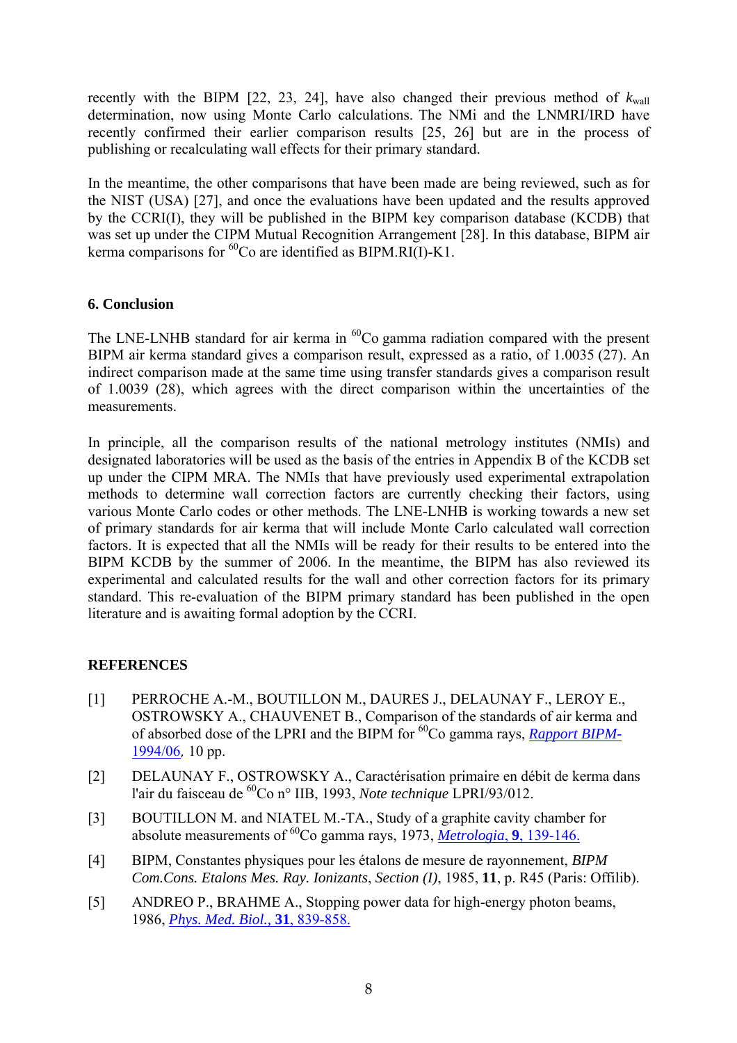recently with the BIPM [22, 23, 24], have also changed their previous method of $k_{wall}$ determination, now using Monte Carlo calculations. The NMi and the LNMRI/IRD have recently confirmed their earlier comparison results [25, 26] but are in the process of publishing or recalculating wall effects for their primary standard.

In the meantime, the other comparisons that have been made are being reviewed, such as for the NIST (USA) [27], and once the evaluations have been updated and the results approved by the CCRI(I), they will be published in the BIPM key comparison database (KCDB) that was set up under the CIPM Mutual Recognition Arrangement [28]. In this database, BIPM air kerma comparisons for $^{60}$Co are identified as BIPM.RI(I)-K1.

### 6. Conclusion

The LNE-LNHB standard for air kerma in $^{60}$Co gamma radiation compared with the present BIPM air kerma standard gives a comparison result, expressed as a ratio, of 1.0035 (27). An indirect comparison made at the same time using transfer standards gives a comparison result of 1.0039 (28), which agrees with the direct comparison within the uncertainties of the measurements.

In principle, all the comparison results of the national metrology institutes (NMIs) and designated laboratories will be used as the basis of the entries in Appendix B of the KCDB set up under the CIPM MRA. The NMIs that have previously used experimental extrapolation methods to determine wall correction factors are currently checking their factors, using various Monte Carlo codes or other methods. The LNE-LNHB is working towards a new set of primary standards for air kerma that will include Monte Carlo calculated wall correction factors. It is expected that all the NMIs will be ready for their results to be entered into the BIPM KCDB by the summer of 2006. In the meantime, the BIPM has also reviewed its experimental and calculated results for the wall and other correction factors for its primary standard. This re-evaluation of the BIPM primary standard has been published in the open literature and is awaiting formal adoption by the CCRI.

### REFERENCES

[1] PERROCHE A.-M., BOUTILLON M., DAURES J., DELAUNAY F., LEROY E., OSTROWSKY A., CHAUVENET B., Comparison of the standards of air kerma and of absorbed dose of the LPRI and the BIPM for $^{60}$Co gamma rays, *Rapport BIPM-1994/06*, 10 pp.

[2] DELAUNAY F., OSTROWSKY A., Caractérisation primaire en débit de kerma dans l'air du faisceau de $^{60}$Co n° IIB, 1993, *Note technique* LPRI/93/012.

[3] BOUTILLON M. and NIATEL M.-TA., Study of a graphite cavity chamber for absolute measurements of $^{60}$Co gamma rays, 1973, *Metrologia*, **9**, 139-146.

[4] BIPM, Constantes physiques pour les étalons de mesure de rayonnement, *BIPM Com.Cons. Etalons Mes. Ray. Ionizants*, *Section (I)*, 1985, **11**, p. R45 (Paris: Offilib).

[5] ANDREO P., BRAHME A., Stopping power data for high-energy photon beams, 1986, *Phys. Med. Biol.*, **31**, 839-858.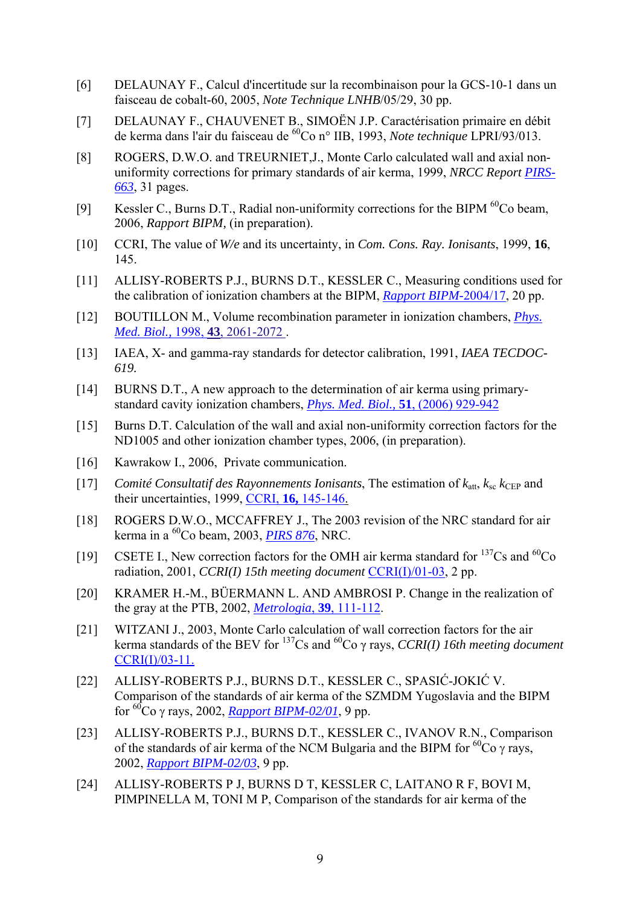[6] DELAUNAY F., Calcul d'incertitude sur la recombinaison pour la GCS-10-1 dans un faisceau de cobalt-60, 2005, *Note Technique LNHB*/05/29, 30 pp.

[7] DELAUNAY F., CHAUVENET B., SIMOËN J.P. Caractérisation primaire en débit de kerma dans l'air du faisceau de $^{60}$Co n° IIB, 1993, *Note technique* LPRI/93/013.

[8] ROGERS, D.W.O. and TREURNIET,J., Monte Carlo calculated wall and axial non-uniformity corrections for primary standards of air kerma, 1999, *NRCC Report* PIRS-663, 31 pages.

[9] Kessler C., Burns D.T., Radial non-uniformity corrections for the BIPM $^{60}$Co beam, 2006, *Rapport BIPM,* (in preparation).

[10] CCRI, The value of *W/e* and its uncertainty, in *Com. Cons. Ray. Ionisants*, 1999, **16**, 145.

[11] ALLISY-ROBERTS P.J., BURNS D.T., KESSLER C., Measuring conditions used for the calibration of ionization chambers at the BIPM, *Rapport BIPM*-2004/17, 20 pp.

[12] BOUTILLON M., Volume recombination parameter in ionization chambers, *Phys. Med. Biol.*, 1998, **43**, 2061-2072 .

[13] IAEA, X- and gamma-ray standards for detector calibration, 1991, *IAEA TECDOC-619.*

[14] BURNS D.T., A new approach to the determination of air kerma using primary-standard cavity ionization chambers, *Phys. Med. Biol.,* **51**, (2006) 929-942

[15] Burns D.T. Calculation of the wall and axial non-uniformity correction factors for the ND1005 and other ionization chamber types, 2006, (in preparation).

[16] Kawrakow I., 2006, Private communication.

[17] *Comité Consultatif des Rayonnements Ionisants*, The estimation of $k_{att}$, $k_{sc}$ $k_{CEP}$ and their uncertainties, 1999, CCRI, **16,** 145-146.

[18] ROGERS D.W.O., MCCAFFREY J., The 2003 revision of the NRC standard for air kerma in a $^{60}$Co beam, 2003, *PIRS 876*, NRC.

[19] CSETE I., New correction factors for the OMH air kerma standard for $^{137}$Cs and $^{60}$Co radiation, 2001, *CCRI(I) 15th meeting document* CCRI(I)/01-03, 2 pp.

[20] KRAMER H.-M., BÜERMANN L. AND AMBROSI P. Change in the realization of the gray at the PTB, 2002, *Metrologia*, **39**, 111-112.

[21] WITZANI J., 2003, Monte Carlo calculation of wall correction factors for the air kerma standards of the BEV for $^{137}$Cs and $^{60}$Co $\gamma$ rays, *CCRI(I) 16th meeting document* CCRI(I)/03-11.

[22] ALLISY-ROBERTS P.J., BURNS D.T., KESSLER C., SPASIĆ-JOKIĆ V. Comparison of the standards of air kerma of the SZMDM Yugoslavia and the BIPM for $^{60}$Co $\gamma$ rays, 2002, *Rapport BIPM-02/01*, 9 pp.

[23] ALLISY-ROBERTS P.J., BURNS D.T., KESSLER C., IVANOV R.N., Comparison of the standards of air kerma of the NCM Bulgaria and the BIPM for $^{60}$Co $\gamma$ rays, 2002, *Rapport BIPM-02/03*, 9 pp.

[24] ALLISY-ROBERTS P J, BURNS D T, KESSLER C, LAITANO R F, BOVI M, PIMPINELLA M, TONI M P, Comparison of the standards for air kerma of the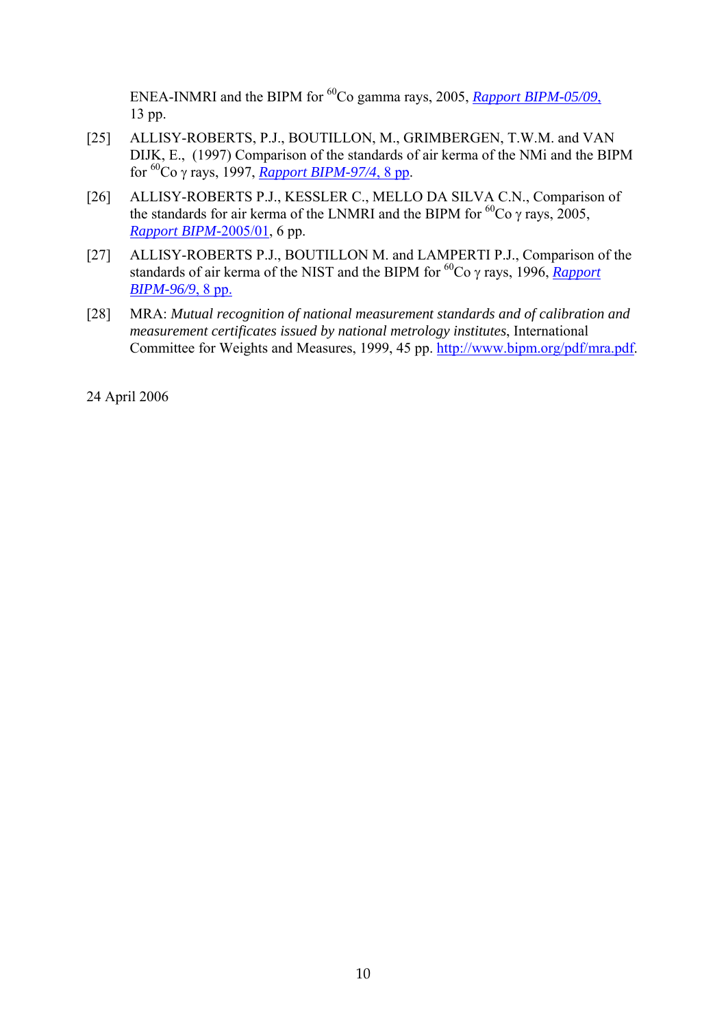ENEA-INMRI and the BIPM for $^{60}$Co gamma rays, 2005, *Rapport BIPM-05/09,* 13 pp.

[25] ALLISY-ROBERTS, P.J., BOUTILLON, M., GRIMBERGEN, T.W.M. and VAN DIJK, E., (1997) Comparison of the standards of air kerma of the NMi and the BIPM for $^{60}$Co γ rays, 1997, *Rapport BIPM-97/4*, 8 pp.

[26] ALLISY-ROBERTS P.J., KESSLER C., MELLO DA SILVA C.N., Comparison of the standards for air kerma of the LNMRI and the BIPM for $^{60}$Co γ rays, 2005, *Rapport BIPM*-2005/01, 6 pp.

[27] ALLISY-ROBERTS P.J., BOUTILLON M. and LAMPERTI P.J., Comparison of the standards of air kerma of the NIST and the BIPM for $^{60}$Co γ rays, 1996, *Rapport BIPM-96/9*, 8 pp.

[28] MRA: *Mutual recognition of national measurement standards and of calibration and measurement certificates issued by national metrology institutes*, International Committee for Weights and Measures, 1999, 45 pp. http://www.bipm.org/pdf/mra.pdf.

24 April 2006